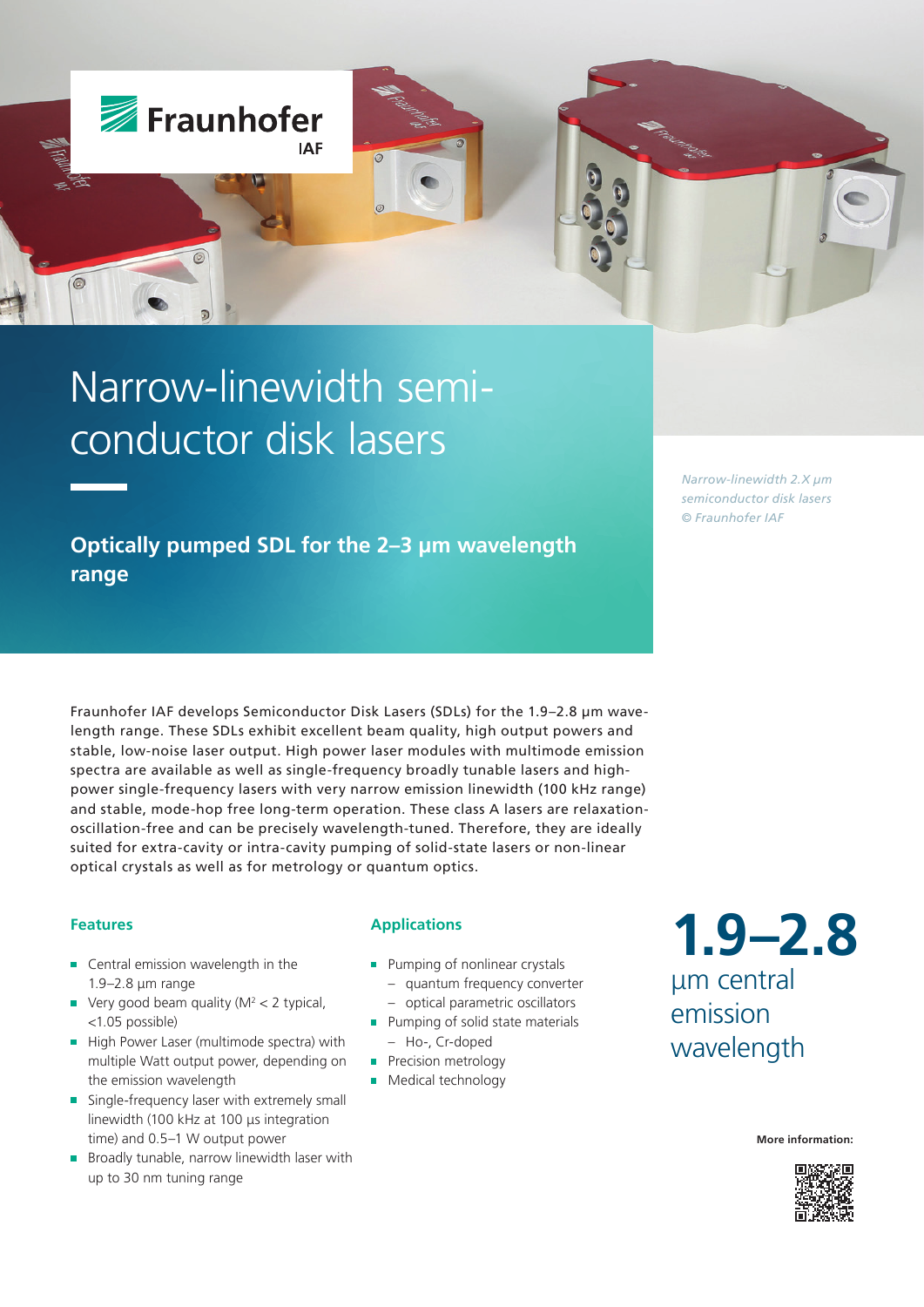# Narrow-linewidth semiconductor disk lasers

*Narrow-linewidth 2.X µm semiconductor disk lasers © Fraunhofer IAF*

## Optically pumped SDL for the 2–3 µm wavelength range

Fraunhofer IAF develops Semiconductor Disk Lasers (SDLs) for the 1.9–2.8 µm wavelength range. These SDLs exhibit excellent beam quality, high output powers and stable, low-noise laser output. High power laser modules with multimode emission spectra are available as well as single-frequency broadly tunable lasers and high-power single-frequency lasers with very narrow emission linewidth (100 kHz range) and stable, mode-hop free long-term operation. These class A lasers are relaxation-oscillation-free and can be precisely wavelength-tuned. Therefore, they are ideally suited for extra-cavity or intra-cavity pumping of solid-state lasers or non-linear optical crystals as well as for metrology or quantum optics.

### Features

- Central emission wavelength in the 1.9–2.8 µm range
- Very good beam quality ($M^2 < 2$ typical, <1.05 possible)
- High Power Laser (multimode spectra) with multiple Watt output power, depending on the emission wavelength
- Single-frequency laser with extremely small linewidth (100 kHz at 100 µs integration time) and 0.5–1 W output power
- Broadly tunable, narrow linewidth laser with up to 30 nm tuning range

### Applications

- Pumping of nonlinear crystals
  - quantum frequency converter
  - optical parametric oscillators
- Pumping of solid state materials
  - Ho-, Cr-doped
- Precision metrology
- Medical technology

**1.9–2.8** µm central emission wavelength

**More information:**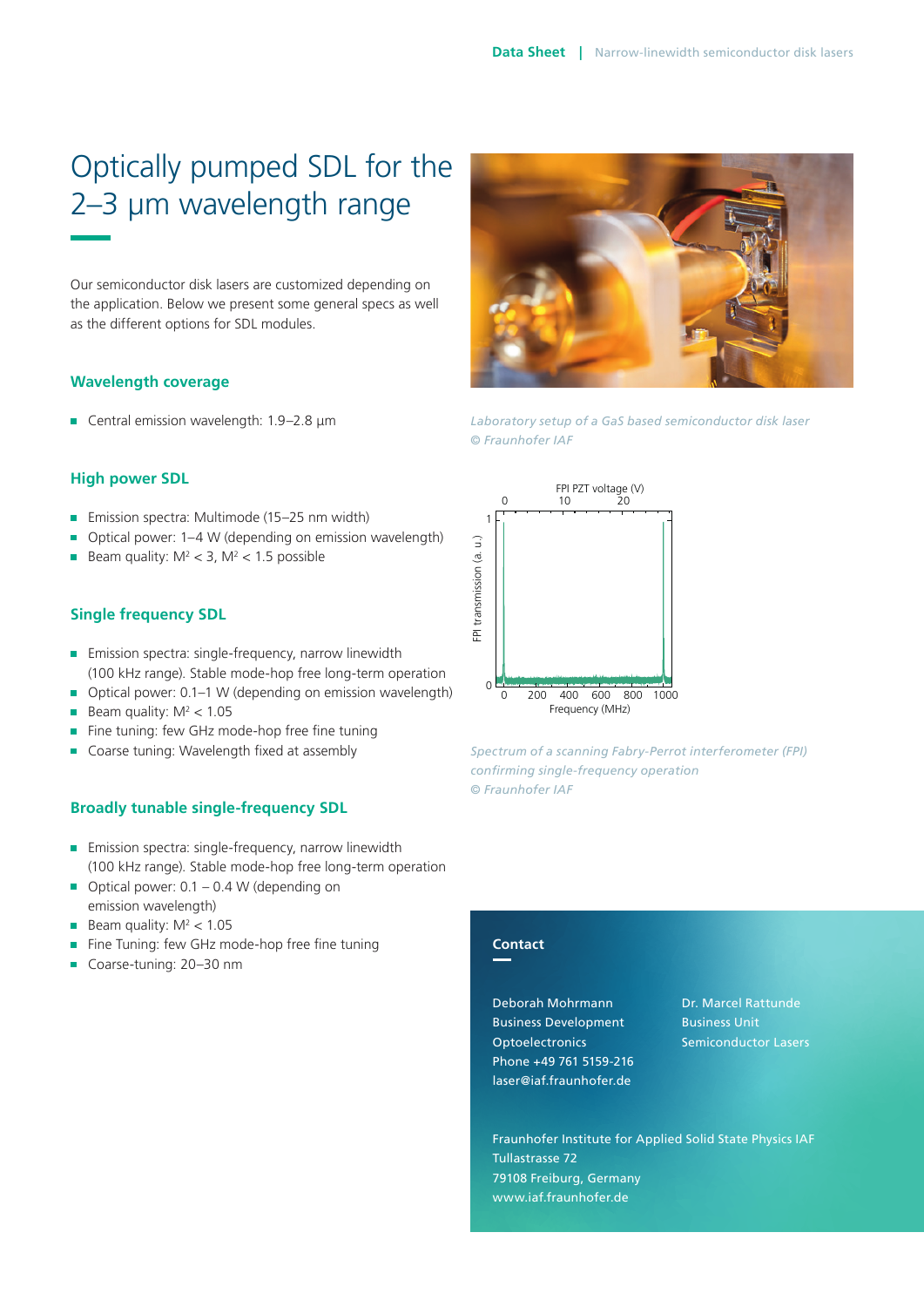# Optically pumped SDL for the 2–3 µm wavelength range

Our semiconductor disk lasers are customized depending on the application. Below we present some general specs as well as the different options for SDL modules.

## Wavelength coverage

- Central emission wavelength: 1.9–2.8 µm

## High power SDL

- Emission spectra: Multimode (15–25 nm width)
- Optical power: 1–4 W (depending on emission wavelength)
- Beam quality: $M^2 < 3$, $M^2 < 1.5$ possible

## Single frequency SDL

- Emission spectra: single-frequency, narrow linewidth (100 kHz range). Stable mode-hop free long-term operation
- Optical power: 0.1–1 W (depending on emission wavelength)
- Beam quality: $M^2 < 1.05$
- Fine tuning: few GHz mode-hop free fine tuning
- Coarse tuning: Wavelength fixed at assembly

## Broadly tunable single-frequency SDL

- Emission spectra: single-frequency, narrow linewidth (100 kHz range). Stable mode-hop free long-term operation
- Optical power: 0.1 – 0.4 W (depending on emission wavelength)
- Beam quality: $M^2 < 1.05$
- Fine Tuning: few GHz mode-hop free fine tuning
- Coarse-tuning: 20–30 nm

*Laboratory setup of a GaS based semiconductor disk laser © Fraunhofer IAF*

FPI PZT voltage (V)
0
10
20
1
FPI transmission (a. u.)
0
0
200
400
600
800
1000
Frequency (MHz)

*Spectrum of a scanning Fabry-Perrot interferometer (FPI) confirming single-frequency operation © Fraunhofer IAF*

## Contact

Deborah Mohrmann
Business Development
Optoelectronics
Phone +49 761 5159-216
laser@iaf.fraunhofer.de

Dr. Marcel Rattunde
Business Unit
Semiconductor Lasers

Fraunhofer Institute for Applied Solid State Physics IAF
Tullastrasse 72
79108 Freiburg, Germany
www.iaf.fraunhofer.de